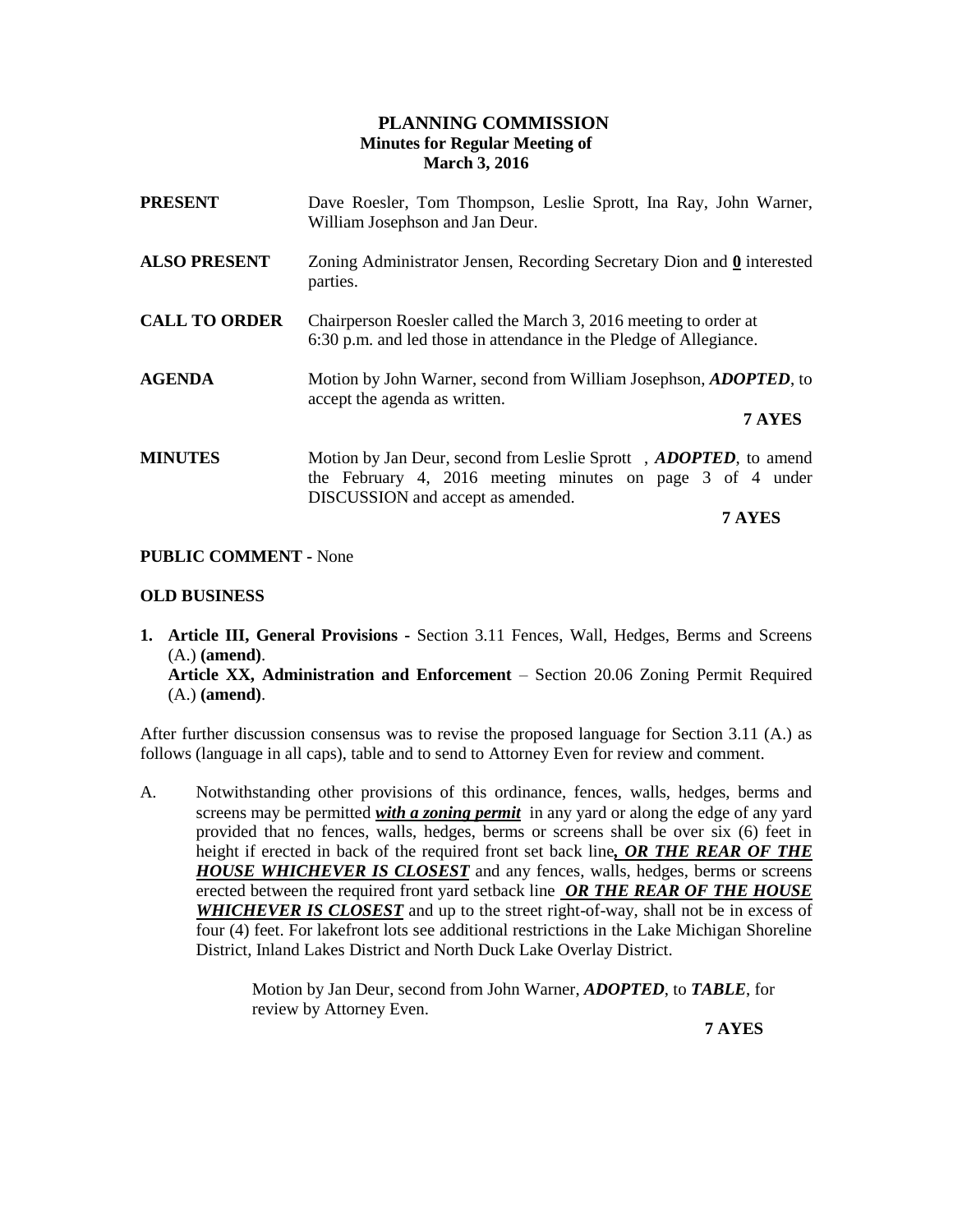# PLANNING COMMISSION
## Minutes for Regular Meeting of March 3, 2016

**PRESENT** Dave Roesler, Tom Thompson, Leslie Sprott, Ina Ray, John Warner, William Josephson and Jan Deur.

**ALSO PRESENT** Zoning Administrator Jensen, Recording Secretary Dion and **0** interested parties.

**CALL TO ORDER** Chairperson Roesler called the March 3, 2016 meeting to order at 6:30 p.m. and led those in attendance in the Pledge of Allegiance.

**AGENDA** Motion by John Warner, second from William Josephson, ***ADOPTED***, to accept the agenda as written.

**7 AYES**

**MINUTES** Motion by Jan Deur, second from Leslie Sprott , ***ADOPTED***, to amend the February 4, 2016 meeting minutes on page 3 of 4 under DISCUSSION and accept as amended.

**7 AYES**

**PUBLIC COMMENT -** None

**OLD BUSINESS**

1. **Article III, General Provisions -** Section 3.11 Fences, Wall, Hedges, Berms and Screens (A.) **(amend)**.
   **Article XX, Administration and Enforcement** – Section 20.06 Zoning Permit Required (A.) **(amend)**.

After further discussion consensus was to revise the proposed language for Section 3.11 (A.) as follows (language in all caps), table and to send to Attorney Even for review and comment.

A. Notwithstanding other provisions of this ordinance, fences, walls, hedges, berms and screens may be permitted ***with a zoning permit*** in any yard or along the edge of any yard provided that no fences, walls, hedges, berms or screens shall be over six (6) feet in height if erected in back of the required front set back line***, OR THE REAR OF THE HOUSE WHICHEVER IS CLOSEST*** and any fences, walls, hedges, berms or screens erected between the required front yard setback line ***OR THE REAR OF THE HOUSE WHICHEVER IS CLOSEST*** and up to the street right-of-way, shall not be in excess of four (4) feet. For lakefront lots see additional restrictions in the Lake Michigan Shoreline District, Inland Lakes District and North Duck Lake Overlay District.

Motion by Jan Deur, second from John Warner, ***ADOPTED***, to ***TABLE***, for review by Attorney Even.

**7 AYES**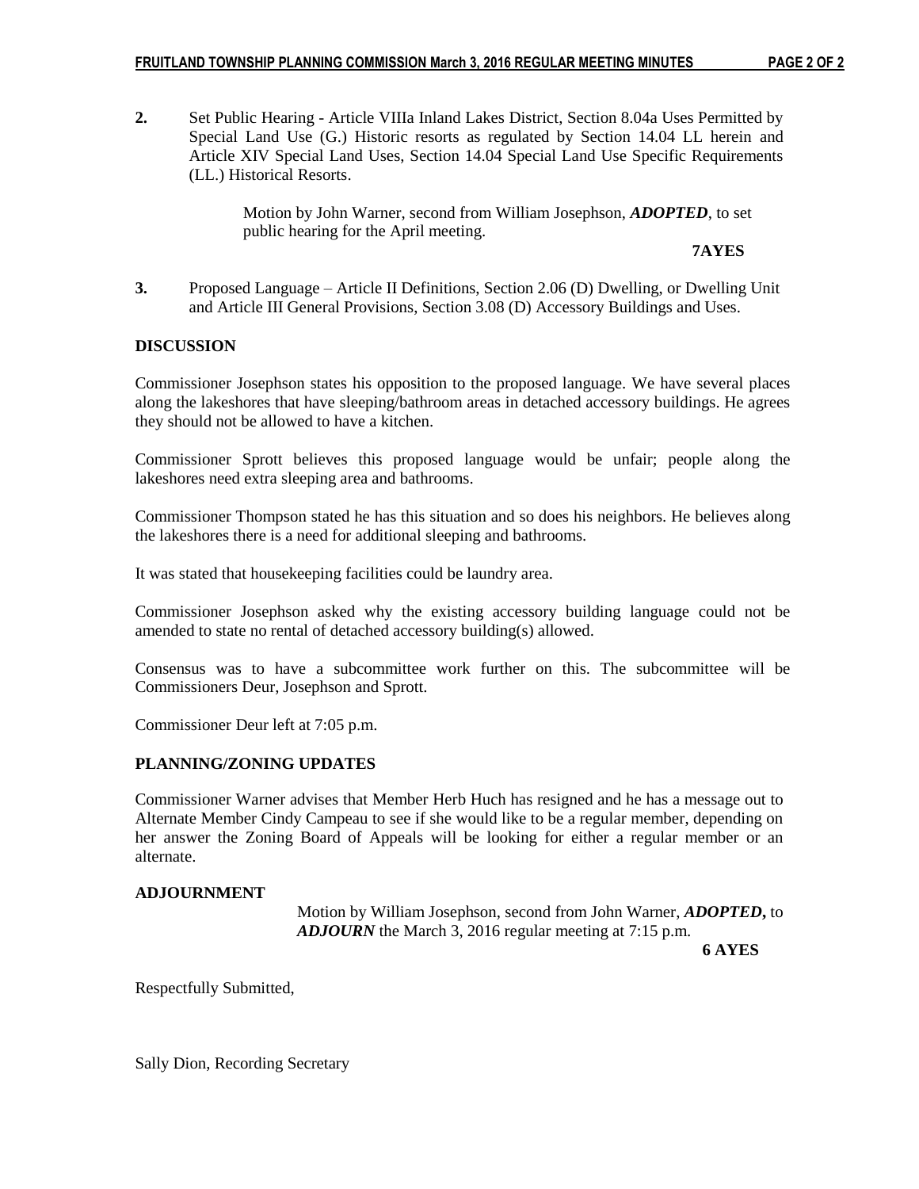**2.** Set Public Hearing - Article VIIIa Inland Lakes District, Section 8.04a Uses Permitted by Special Land Use (G.) Historic resorts as regulated by Section 14.04 LL herein and Article XIV Special Land Uses, Section 14.04 Special Land Use Specific Requirements (LL.) Historical Resorts.

> Motion by John Warner, second from William Josephson, ***ADOPTED***, to set public hearing for the April meeting.
>
> **7AYES**

**3.** Proposed Language – Article II Definitions, Section 2.06 (D) Dwelling, or Dwelling Unit and Article III General Provisions, Section 3.08 (D) Accessory Buildings and Uses.

**DISCUSSION**

Commissioner Josephson states his opposition to the proposed language. We have several places along the lakeshores that have sleeping/bathroom areas in detached accessory buildings. He agrees they should not be allowed to have a kitchen.

Commissioner Sprott believes this proposed language would be unfair; people along the lakeshores need extra sleeping area and bathrooms.

Commissioner Thompson stated he has this situation and so does his neighbors. He believes along the lakeshores there is a need for additional sleeping and bathrooms.

It was stated that housekeeping facilities could be laundry area.

Commissioner Josephson asked why the existing accessory building language could not be amended to state no rental of detached accessory building(s) allowed.

Consensus was to have a subcommittee work further on this. The subcommittee will be Commissioners Deur, Josephson and Sprott.

Commissioner Deur left at 7:05 p.m.

**PLANNING/ZONING UPDATES**

Commissioner Warner advises that Member Herb Huch has resigned and he has a message out to Alternate Member Cindy Campeau to see if she would like to be a regular member, depending on her answer the Zoning Board of Appeals will be looking for either a regular member or an alternate.

**ADJOURNMENT**

> Motion by William Josephson, second from John Warner, ***ADOPTED,*** to ***ADJOURN*** the March 3, 2016 regular meeting at 7:15 p.m.
>
> **6 AYES**

Respectfully Submitted,

Sally Dion, Recording Secretary